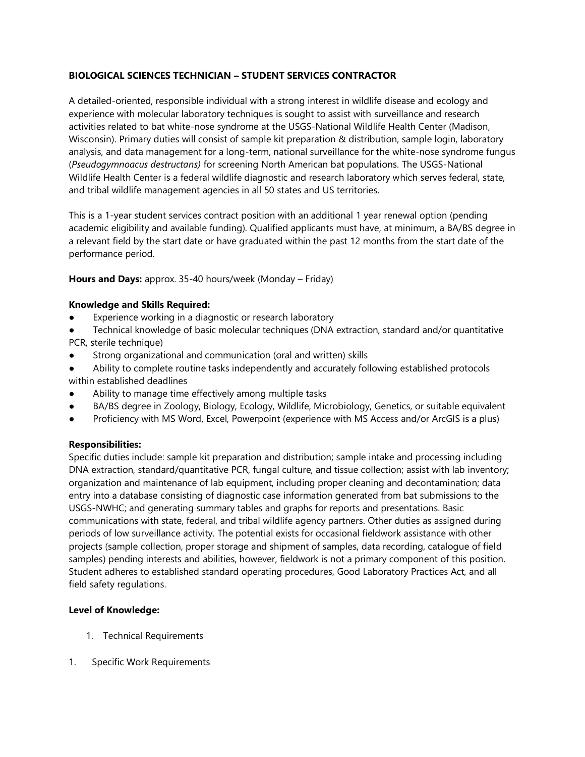**BIOLOGICAL SCIENCES TECHNICIAN – STUDENT SERVICES CONTRACTOR**

A detailed-oriented, responsible individual with a strong interest in wildlife disease and ecology and experience with molecular laboratory techniques is sought to assist with surveillance and research activities related to bat white-nose syndrome at the USGS-National Wildlife Health Center (Madison, Wisconsin). Primary duties will consist of sample kit preparation & distribution, sample login, laboratory analysis, and data management for a long-term, national surveillance for the white-nose syndrome fungus (*Pseudogymnoacus destructans)* for screening North American bat populations. The USGS-National Wildlife Health Center is a federal wildlife diagnostic and research laboratory which serves federal, state, and tribal wildlife management agencies in all 50 states and US territories.

This is a 1-year student services contract position with an additional 1 year renewal option (pending academic eligibility and available funding). Qualified applicants must have, at minimum, a BA/BS degree in a relevant field by the start date or have graduated within the past 12 months from the start date of the performance period.

**Hours and Days:** approx. 35-40 hours/week (Monday – Friday)

**Knowledge and Skills Required:**

- Experience working in a diagnostic or research laboratory
- Technical knowledge of basic molecular techniques (DNA extraction, standard and/or quantitative PCR, sterile technique)
- Strong organizational and communication (oral and written) skills
- Ability to complete routine tasks independently and accurately following established protocols within established deadlines
- Ability to manage time effectively among multiple tasks
- BA/BS degree in Zoology, Biology, Ecology, Wildlife, Microbiology, Genetics, or suitable equivalent
- Proficiency with MS Word, Excel, Powerpoint (experience with MS Access and/or ArcGIS is a plus)

**Responsibilities:**

Specific duties include: sample kit preparation and distribution; sample intake and processing including DNA extraction, standard/quantitative PCR, fungal culture, and tissue collection; assist with lab inventory; organization and maintenance of lab equipment, including proper cleaning and decontamination; data entry into a database consisting of diagnostic case information generated from bat submissions to the USGS-NWHC; and generating summary tables and graphs for reports and presentations. Basic communications with state, federal, and tribal wildlife agency partners. Other duties as assigned during periods of low surveillance activity. The potential exists for occasional fieldwork assistance with other projects (sample collection, proper storage and shipment of samples, data recording, catalogue of field samples) pending interests and abilities, however, fieldwork is not a primary component of this position. Student adheres to established standard operating procedures, Good Laboratory Practices Act, and all field safety regulations.

**Level of Knowledge:**

1. Technical Requirements

1. Specific Work Requirements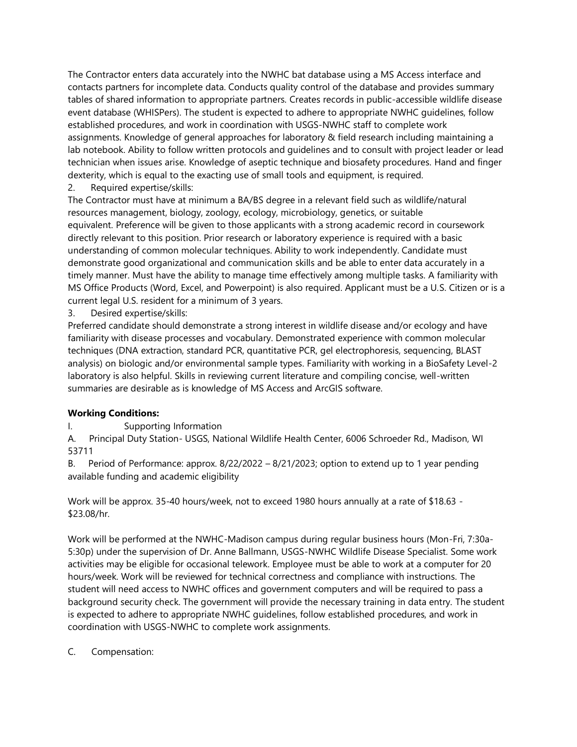The Contractor enters data accurately into the NWHC bat database using a MS Access interface and contacts partners for incomplete data. Conducts quality control of the database and provides summary tables of shared information to appropriate partners. Creates records in public-accessible wildlife disease event database (WHISPers). The student is expected to adhere to appropriate NWHC guidelines, follow established procedures, and work in coordination with USGS-NWHC staff to complete work assignments. Knowledge of general approaches for laboratory & field research including maintaining a lab notebook. Ability to follow written protocols and guidelines and to consult with project leader or lead technician when issues arise. Knowledge of aseptic technique and biosafety procedures. Hand and finger dexterity, which is equal to the exacting use of small tools and equipment, is required.

2. Required expertise/skills:

The Contractor must have at minimum a BA/BS degree in a relevant field such as wildlife/natural resources management, biology, zoology, ecology, microbiology, genetics, or suitable equivalent. Preference will be given to those applicants with a strong academic record in coursework directly relevant to this position. Prior research or laboratory experience is required with a basic understanding of common molecular techniques. Ability to work independently. Candidate must demonstrate good organizational and communication skills and be able to enter data accurately in a timely manner. Must have the ability to manage time effectively among multiple tasks. A familiarity with MS Office Products (Word, Excel, and Powerpoint) is also required. Applicant must be a U.S. Citizen or is a current legal U.S. resident for a minimum of 3 years.

3. Desired expertise/skills:

Preferred candidate should demonstrate a strong interest in wildlife disease and/or ecology and have familiarity with disease processes and vocabulary. Demonstrated experience with common molecular techniques (DNA extraction, standard PCR, quantitative PCR, gel electrophoresis, sequencing, BLAST analysis) on biologic and/or environmental sample types. Familiarity with working in a BioSafety Level-2 laboratory is also helpful. Skills in reviewing current literature and compiling concise, well-written summaries are desirable as is knowledge of MS Access and ArcGIS software.

**Working Conditions:**

I. Supporting Information

A. Principal Duty Station- USGS, National Wildlife Health Center, 6006 Schroeder Rd., Madison, WI 53711

B. Period of Performance: approx. 8/22/2022 – 8/21/2023; option to extend up to 1 year pending available funding and academic eligibility

Work will be approx. 35-40 hours/week, not to exceed 1980 hours annually at a rate of $18.63 - $23.08/hr.

Work will be performed at the NWHC-Madison campus during regular business hours (Mon-Fri, 7:30a-5:30p) under the supervision of Dr. Anne Ballmann, USGS-NWHC Wildlife Disease Specialist. Some work activities may be eligible for occasional telework. Employee must be able to work at a computer for 20 hours/week. Work will be reviewed for technical correctness and compliance with instructions. The student will need access to NWHC offices and government computers and will be required to pass a background security check. The government will provide the necessary training in data entry. The student is expected to adhere to appropriate NWHC guidelines, follow established procedures, and work in coordination with USGS-NWHC to complete work assignments.

C. Compensation: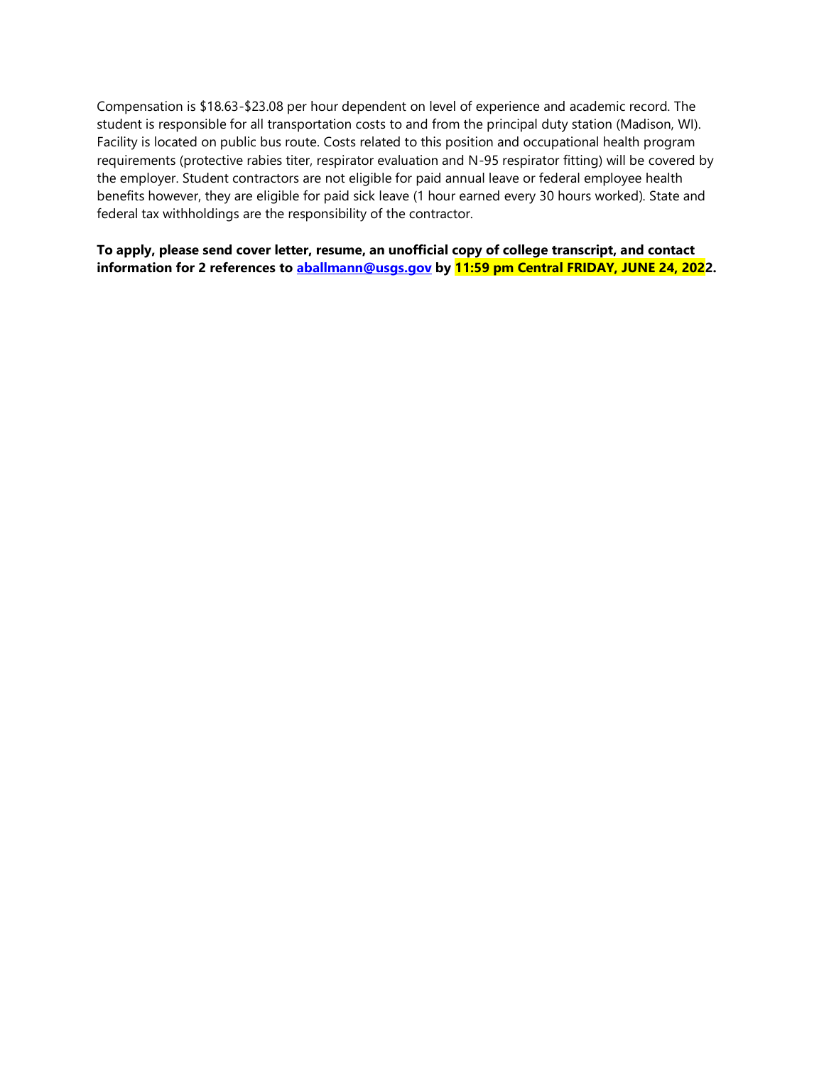Compensation is $18.63-$23.08 per hour dependent on level of experience and academic record. The student is responsible for all transportation costs to and from the principal duty station (Madison, WI). Facility is located on public bus route. Costs related to this position and occupational health program requirements (protective rabies titer, respirator evaluation and N-95 respirator fitting) will be covered by the employer. Student contractors are not eligible for paid annual leave or federal employee health benefits however, they are eligible for paid sick leave (1 hour earned every 30 hours worked). State and federal tax withholdings are the responsibility of the contractor.

**To apply, please send cover letter, resume, an unofficial copy of college transcript, and contact information for 2 references to [aballmann@usgs.gov](mailto:aballmann@usgs.gov) by 11:59 pm Central FRIDAY, JUNE 24, 2022.**